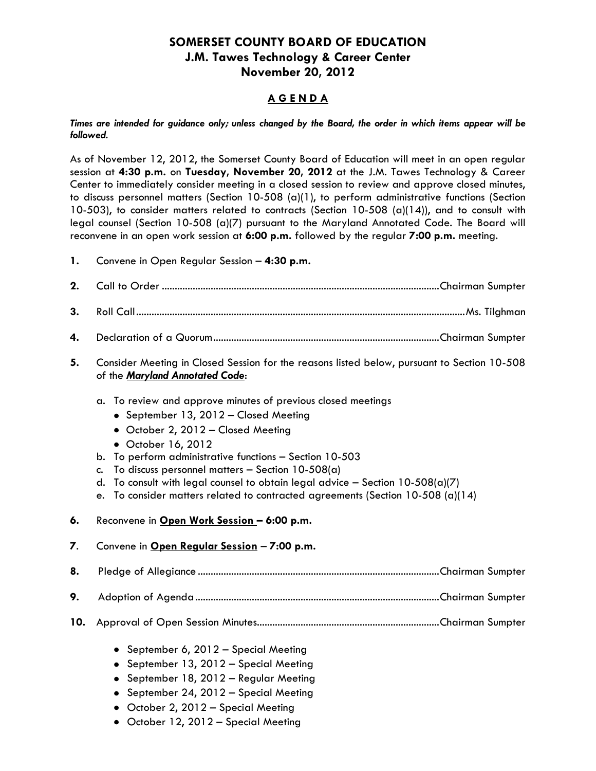# SOMERSET COUNTY BOARD OF EDUCATION
## J.M. Tawes Technology & Career Center
## November 20, 2012

## A G E N D A

***Times are intended for guidance only; unless changed by the Board, the order in which items appear will be followed.***

As of November 12, 2012, the Somerset County Board of Education will meet in an open regular session at **4:30 p.m.** on **Tuesday, November 20, 2012** at the J.M. Tawes Technology & Career Center to immediately consider meeting in a closed session to review and approve closed minutes, to discuss personnel matters (Section 10-508 (a)(1), to perform administrative functions (Section 10-503), to consider matters related to contracts (Section 10-508 (a)(14)), and to consult with legal counsel (Section 10-508 (a)(7) pursuant to the Maryland Annotated Code. The Board will reconvene in an open work session at **6:00 p.m.** followed by the regular **7:00 p.m.** meeting.

**1.** Convene in Open Regular Session – **4:30 p.m.**

**2.** Call to Order ........................................................................................................Chairman Sumpter

**3.** Roll Call.............................................................................................................................Ms. Tilghman

**4.** Declaration of a Quorum.....................................................................................Chairman Sumpter

**5.** Consider Meeting in Closed Session for the reasons listed below, pursuant to Section 10-508 of the ***Maryland Annotated Code***:

a. To review and approve minutes of previous closed meetings
   - September 13, 2012 – Closed Meeting
   - October 2, 2012 – Closed Meeting
   - October 16, 2012

b. To perform administrative functions – Section 10-503

c. To discuss personnel matters – Section 10-508(a)

d. To consult with legal counsel to obtain legal advice – Section 10-508(a)(7)

e. To consider matters related to contracted agreements (Section 10-508 (a)(14)

**6.** Reconvene in **Open Work Session – 6:00 p.m.**

**7**. Convene in **Open Regular Session** – **7:00 p.m.**

**8.** Pledge of Allegiance ..........................................................................................Chairman Sumpter

**9.** Adoption of Agenda ............................................................................................Chairman Sumpter

**10.** Approval of Open Session Minutes......................................................................Chairman Sumpter

- September 6, 2012 – Special Meeting
- September 13, 2012 – Special Meeting
- September 18, 2012 – Regular Meeting
- September 24, 2012 – Special Meeting
- October 2, 2012 – Special Meeting
- October 12, 2012 – Special Meeting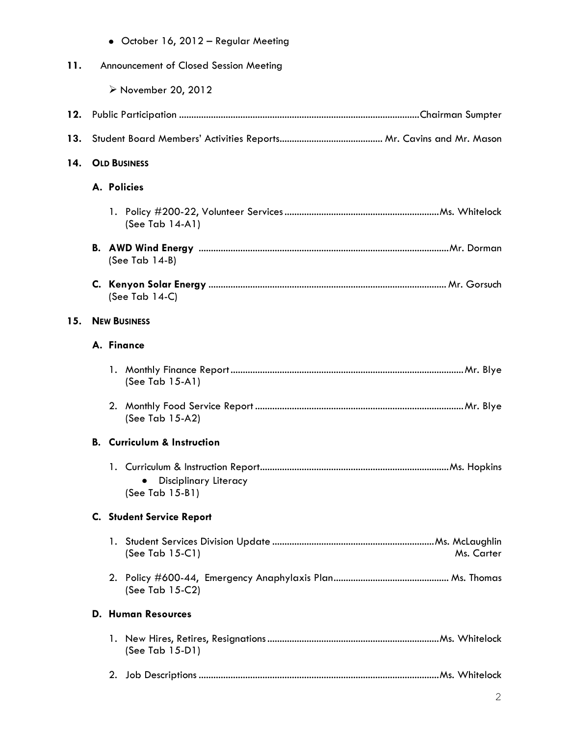- October 16, 2012 – Regular Meeting

**11.** Announcement of Closed Session Meeting

- November 20, 2012

**12.** Public Participation ........................................ Chairman Sumpter

**13.** Student Board Members' Activities Reports.................................... Mr. Cavins and Mr. Mason

**14. OLD BUSINESS**

**A. Policies**

1. Policy #200-22, Volunteer Services ........................................ Ms. Whitelock
   (See Tab 14-A1)

**B. AWD Wind Energy** ........................................ Mr. Dorman
(See Tab 14-B)

**C. Kenyon Solar Energy** ........................................ Mr. Gorsuch
(See Tab 14-C)

**15. NEW BUSINESS**

**A. Finance**

1. Monthly Finance Report ........................................ Mr. Blye
   (See Tab 15-A1)

2. Monthly Food Service Report ........................................ Mr. Blye
   (See Tab 15-A2)

**B. Curriculum & Instruction**

1. Curriculum & Instruction Report........................................ Ms. Hopkins
   - Disciplinary Literacy

   (See Tab 15-B1)

**C. Student Service Report**

1. Student Services Division Update ........................................ Ms. McLaughlin
   (See Tab 15-C1) Ms. Carter

2. Policy #600-44, Emergency Anaphylaxis Plan........................................ Ms. Thomas
   (See Tab 15-C2)

**D. Human Resources**

1. New Hires, Retires, Resignations ........................................ Ms. Whitelock
   (See Tab 15-D1)

2. Job Descriptions ........................................ Ms. Whitelock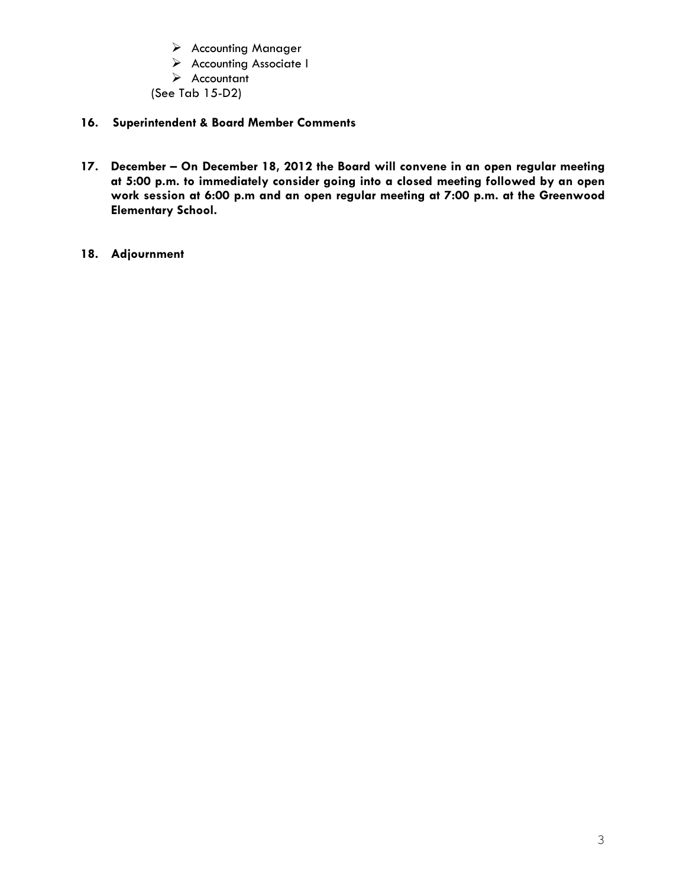- Accounting Manager
- Accounting Associate I
- Accountant

(See Tab 15-D2)

**16. Superintendent & Board Member Comments**

**17. December – On December 18, 2012 the Board will convene in an open regular meeting at 5:00 p.m. to immediately consider going into a closed meeting followed by an open work session at 6:00 p.m and an open regular meeting at 7:00 p.m. at the Greenwood Elementary School.**

**18. Adjournment**